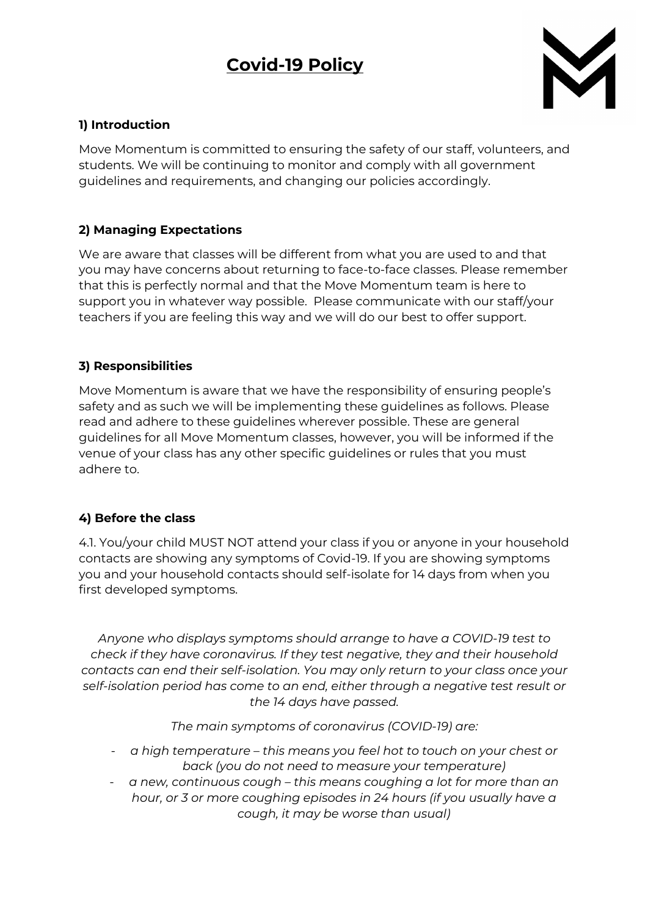# <u>Covid-19 Policy</u>

### 1) Introduction

Move Momentum is committed to ensuring the safety of our staff, volunteers, and students. We will be continuing to monitor and comply with all government guidelines and requirements, and changing our policies accordingly.

### 2) Managing Expectations

We are aware that classes will be different from what you are used to and that you may have concerns about returning to face-to-face classes. Please remember that this is perfectly normal and that the Move Momentum team is here to support you in whatever way possible. Please communicate with our staff/your teachers if you are feeling this way and we will do our best to offer support.

### 3) Responsibilities

Move Momentum is aware that we have the responsibility of ensuring people's safety and as such we will be implementing these guidelines as follows. Please read and adhere to these guidelines wherever possible. These are general guidelines for all Move Momentum classes, however, you will be informed if the venue of your class has any other specific guidelines or rules that you must adhere to.

### 4) Before the class

4.1. You/your child MUST NOT attend your class if you or anyone in your household contacts are showing any symptoms of Covid-19. If you are showing symptoms you and your household contacts should self-isolate for 14 days from when you first developed symptoms.

*Anyone who displays symptoms should arrange to have a COVID-19 test to check if they have coronavirus. If they test negative, they and their household contacts can end their self-isolation. You may only return to your class once your self-isolation period has come to an end, either through a negative test result or the 14 days have passed.*

*The main symptoms of coronavirus (COVID-19) are:*

- *a high temperature – this means you feel hot to touch on your chest or back (you do not need to measure your temperature)*
- *a new, continuous cough – this means coughing a lot for more than an hour, or 3 or more coughing episodes in 24 hours (if you usually have a cough, it may be worse than usual)*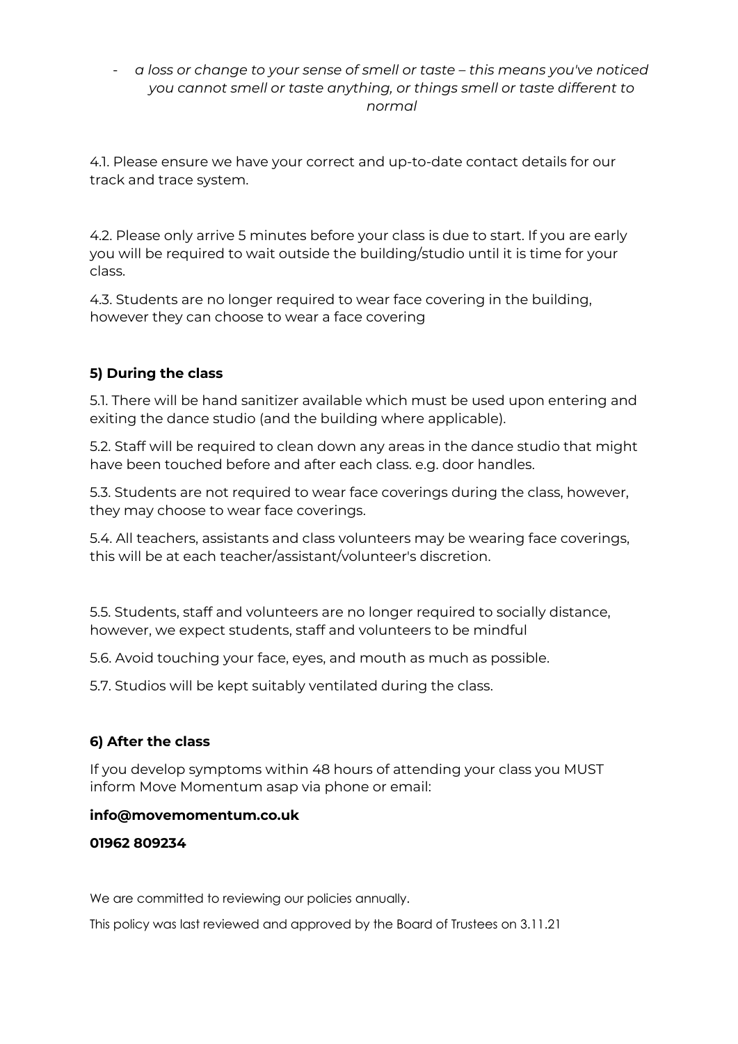- *a loss or change to your sense of smell or taste – this means you've noticed you cannot smell or taste anything, or things smell or taste different to normal*

4.1. Please ensure we have your correct and up-to-date contact details for our track and trace system.

4.2. Please only arrive 5 minutes before your class is due to start. If you are early you will be required to wait outside the building/studio until it is time for your class.

4.3. Students are no longer required to wear face covering in the building, however they can choose to wear a face covering

### 5) During the class

5.1. There will be hand sanitizer available which must be used upon entering and exiting the dance studio (and the building where applicable).

5.2. Staff will be required to clean down any areas in the dance studio that might have been touched before and after each class. e.g. door handles.

5.3. Students are not required to wear face coverings during the class, however, they may choose to wear face coverings.

5.4. All teachers, assistants and class volunteers may be wearing face coverings, this will be at each teacher/assistant/volunteer's discretion.

5.5. Students, staff and volunteers are no longer required to socially distance, however, we expect students, staff and volunteers to be mindful

5.6. Avoid touching your face, eyes, and mouth as much as possible.

5.7. Studios will be kept suitably ventilated during the class.

### 6) After the class

If you develop symptoms within 48 hours of attending your class you MUST inform Move Momentum asap via phone or email:

**info@movemomentum.co.uk**

**01962 809234**

We are committed to reviewing our policies annually.

This policy was last reviewed and approved by the Board of Trustees on 3.11.21